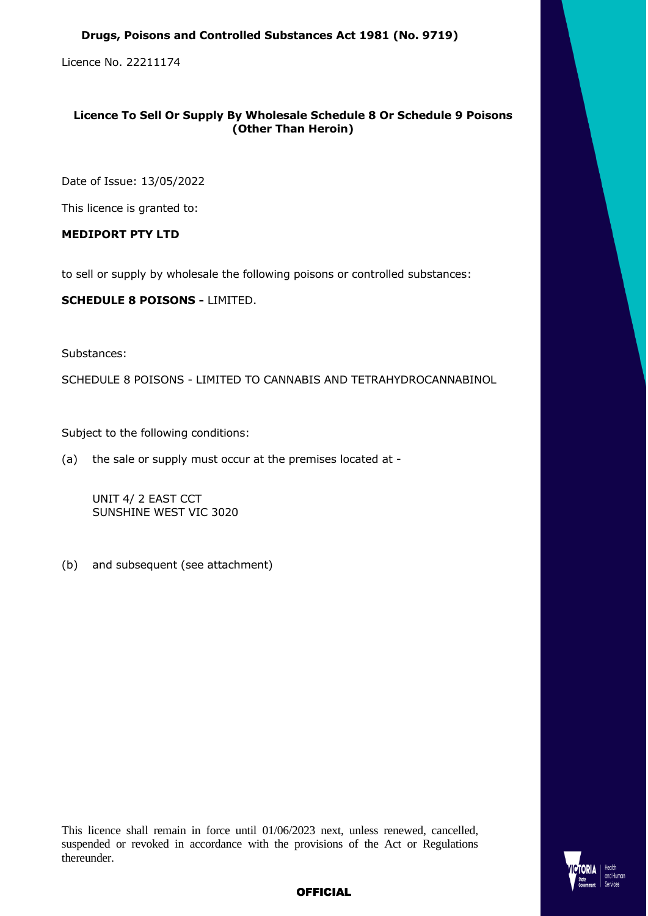**Drugs, Poisons and Controlled Substances Act 1981 (No. 9719)**

Licence No. 22211174

## Licence To Sell Or Supply By Wholesale Schedule 8 Or Schedule 9 Poisons (Other Than Heroin)

Date of Issue: 13/05/2022

This licence is granted to:

**MEDIPORT PTY LTD**

to sell or supply by wholesale the following poisons or controlled substances:

**SCHEDULE 8 POISONS -** LIMITED.

Substances:

SCHEDULE 8 POISONS - LIMITED TO CANNABIS AND TETRAHYDROCANNABINOL

Subject to the following conditions:

(a) the sale or supply must occur at the premises located at -

UNIT 4/ 2 EAST CCT
SUNSHINE WEST VIC 3020

(b) and subsequent (see attachment)

This licence shall remain in force until 01/06/2023 next, unless renewed, cancelled, suspended or revoked in accordance with the provisions of the Act or Regulations thereunder.

**OFFICIAL**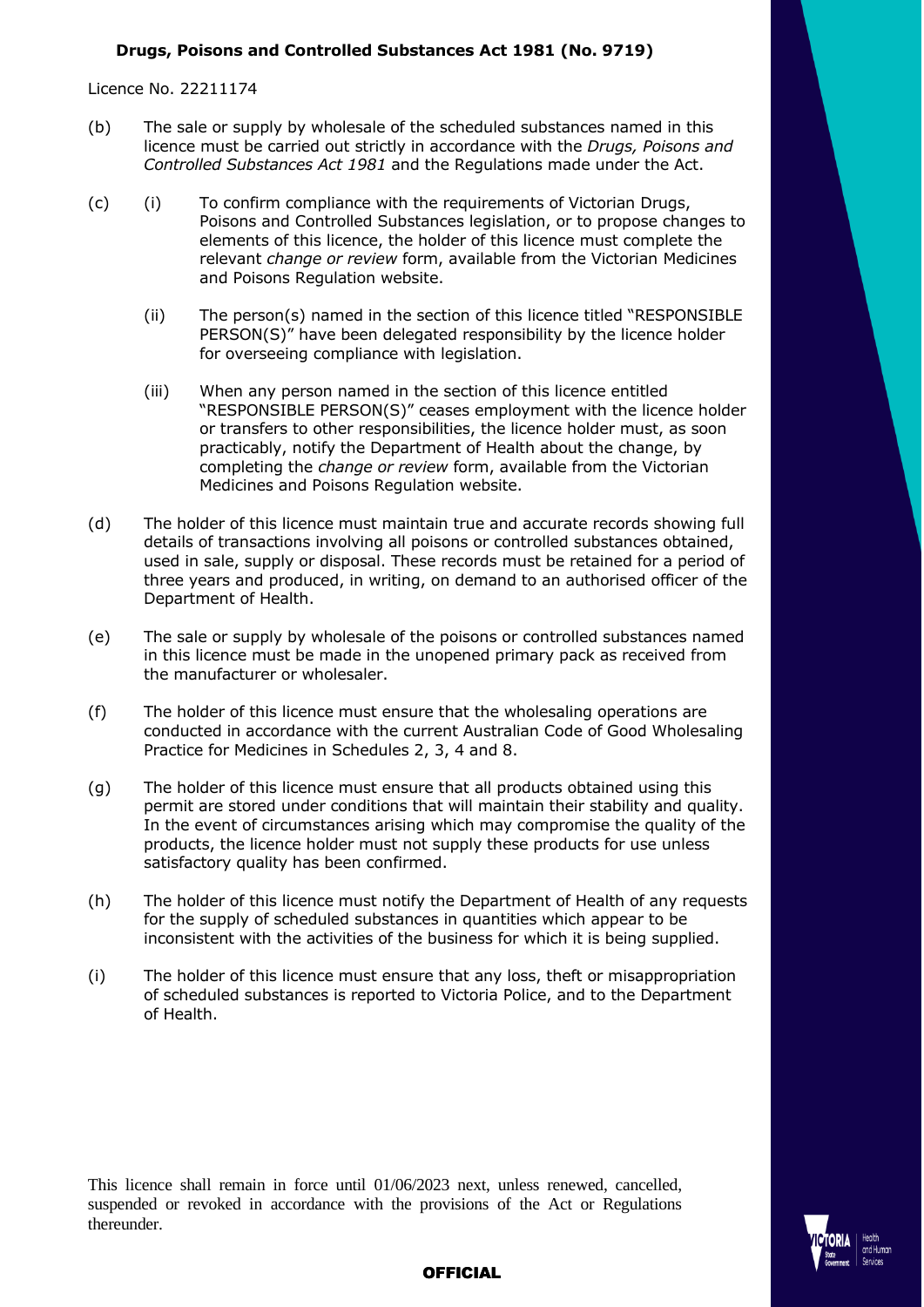**Drugs, Poisons and Controlled Substances Act 1981 (No. 9719)**

Licence No. 22211174

(b) The sale or supply by wholesale of the scheduled substances named in this licence must be carried out strictly in accordance with the *Drugs, Poisons and Controlled Substances Act 1981* and the Regulations made under the Act.

(c) (i) To confirm compliance with the requirements of Victorian Drugs, Poisons and Controlled Substances legislation, or to propose changes to elements of this licence, the holder of this licence must complete the relevant *change or review* form, available from the Victorian Medicines and Poisons Regulation website.

(ii) The person(s) named in the section of this licence titled "RESPONSIBLE PERSON(S)" have been delegated responsibility by the licence holder for overseeing compliance with legislation.

(iii) When any person named in the section of this licence entitled "RESPONSIBLE PERSON(S)" ceases employment with the licence holder or transfers to other responsibilities, the licence holder must, as soon practicably, notify the Department of Health about the change, by completing the *change or review* form, available from the Victorian Medicines and Poisons Regulation website.

(d) The holder of this licence must maintain true and accurate records showing full details of transactions involving all poisons or controlled substances obtained, used in sale, supply or disposal. These records must be retained for a period of three years and produced, in writing, on demand to an authorised officer of the Department of Health.

(e) The sale or supply by wholesale of the poisons or controlled substances named in this licence must be made in the unopened primary pack as received from the manufacturer or wholesaler.

(f) The holder of this licence must ensure that the wholesaling operations are conducted in accordance with the current Australian Code of Good Wholesaling Practice for Medicines in Schedules 2, 3, 4 and 8.

(g) The holder of this licence must ensure that all products obtained using this permit are stored under conditions that will maintain their stability and quality. In the event of circumstances arising which may compromise the quality of the products, the licence holder must not supply these products for use unless satisfactory quality has been confirmed.

(h) The holder of this licence must notify the Department of Health of any requests for the supply of scheduled substances in quantities which appear to be inconsistent with the activities of the business for which it is being supplied.

(i) The holder of this licence must ensure that any loss, theft or misappropriation of scheduled substances is reported to Victoria Police, and to the Department of Health.

This licence shall remain in force until 01/06/2023 next, unless renewed, cancelled, suspended or revoked in accordance with the provisions of the Act or Regulations thereunder.

**OFFICIAL**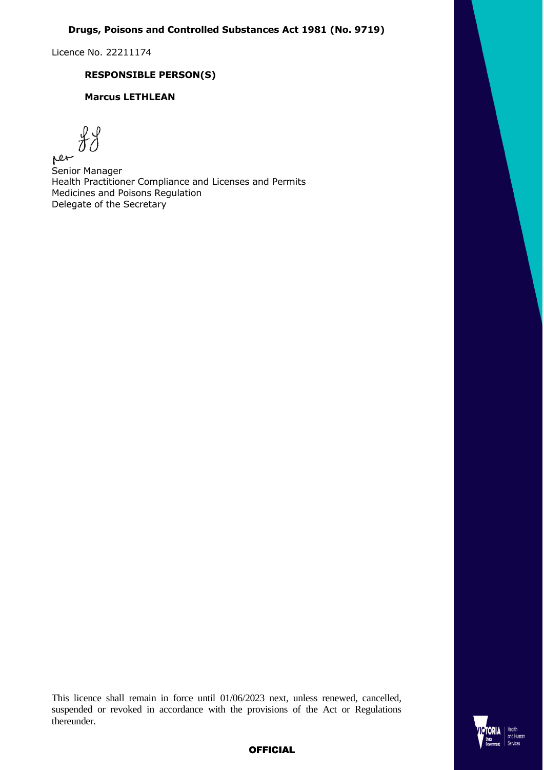**Drugs, Poisons and Controlled Substances Act 1981 (No. 9719)**

Licence No. 22211174

**RESPONSIBLE PERSON(S)**

**Marcus LETHLEAN**

per

Senior Manager
Health Practitioner Compliance and Licenses and Permits
Medicines and Poisons Regulation
Delegate of the Secretary

This licence shall remain in force until 01/06/2023 next, unless renewed, cancelled, suspended or revoked in accordance with the provisions of the Act or Regulations thereunder.

**OFFICIAL**